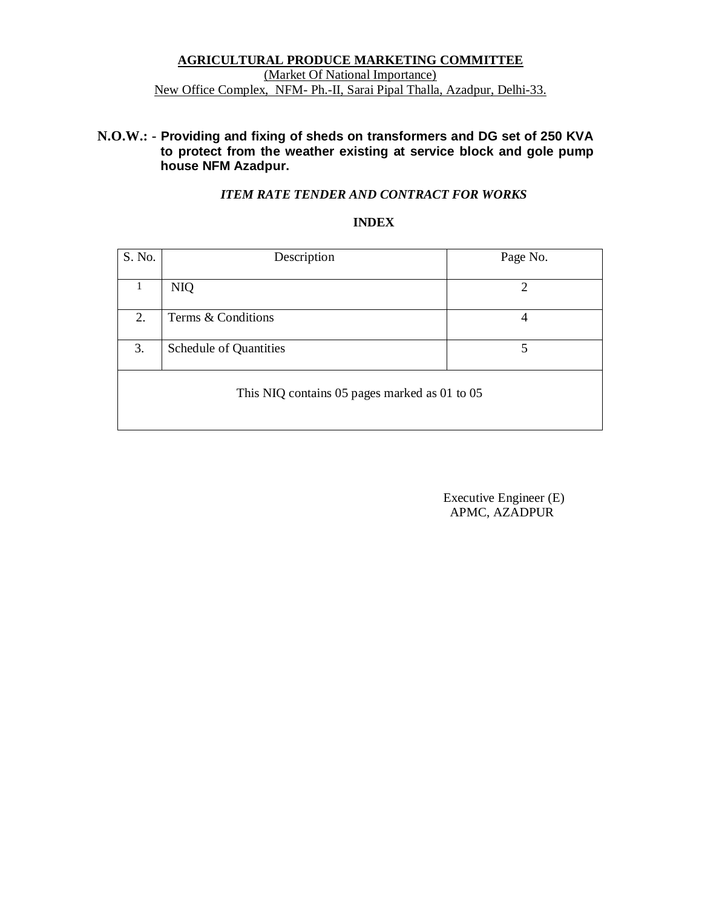**AGRICULTURAL PRODUCE MARKETING COMMITTEE**

(Market Of National Importance)

New Office Complex, NFM- Ph.-II, Sarai Pipal Thalla, Azadpur, Delhi-33.

**N.O.W.: - Providing and fixing of sheds on transformers and DG set of 250 KVA to protect from the weather existing at service block and gole pump house NFM Azadpur.**

***ITEM RATE TENDER AND CONTRACT FOR WORKS***

**INDEX**

| S. No. | Description | Page No. |
|---|---|---|
| 1 | NIQ | 2 |
| 2. | Terms & Conditions | 4 |
| 3. | Schedule of Quantities | 5 |
| This NIQ contains 05 pages marked as 01 to 05 | | |

Executive Engineer (E)
APMC, AZADPUR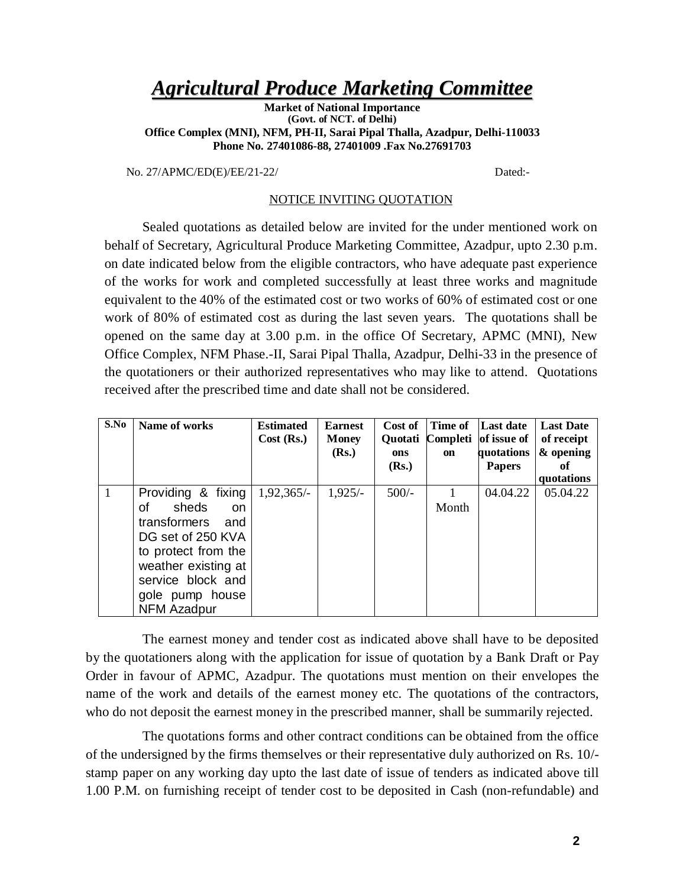# *Agricultural Produce Marketing Committee*

**Market of National Importance**
**(Govt. of NCT. of Delhi)**
**Office Complex (MNI), NFM, PH-II, Sarai Pipal Thalla, Azadpur, Delhi-110033**
**Phone No. 27401086-88, 27401009 .Fax No.27691703**

No. 27/APMC/ED(E)/EE/21-22/ Dated:-

NOTICE INVITING QUOTATION

Sealed quotations as detailed below are invited for the under mentioned work on behalf of Secretary, Agricultural Produce Marketing Committee, Azadpur, upto 2.30 p.m. on date indicated below from the eligible contractors, who have adequate past experience of the works for work and completed successfully at least three works and magnitude equivalent to the 40% of the estimated cost or two works of 60% of estimated cost or one work of 80% of estimated cost as during the last seven years. The quotations shall be opened on the same day at 3.00 p.m. in the office Of Secretary, APMC (MNI), New Office Complex, NFM Phase.-II, Sarai Pipal Thalla, Azadpur, Delhi-33 in the presence of the quotationers or their authorized representatives who may like to attend. Quotations received after the prescribed time and date shall not be considered.

| S.No | Name of works | Estimated Cost (Rs.) | Earnest Money (Rs.) | Cost of Quotations (Rs.) | Time of Completion | Last date of issue of quotations Papers | Last Date of receipt & opening of quotations |
|---|---|---|---|---|---|---|---|
| 1 | Providing & fixing of sheds on transformers and DG set of 250 KVA to protect from the weather existing at service block and gole pump house NFM Azadpur | 1,92,365/- | 1,925/- | 500/- | 1 Month | 04.04.22 | 05.04.22 |

The earnest money and tender cost as indicated above shall have to be deposited by the quotationers along with the application for issue of quotation by a Bank Draft or Pay Order in favour of APMC, Azadpur. The quotations must mention on their envelopes the name of the work and details of the earnest money etc. The quotations of the contractors, who do not deposit the earnest money in the prescribed manner, shall be summarily rejected.

The quotations forms and other contract conditions can be obtained from the office of the undersigned by the firms themselves or their representative duly authorized on Rs. 10/- stamp paper on any working day upto the last date of issue of tenders as indicated above till 1.00 P.M. on furnishing receipt of tender cost to be deposited in Cash (non-refundable) and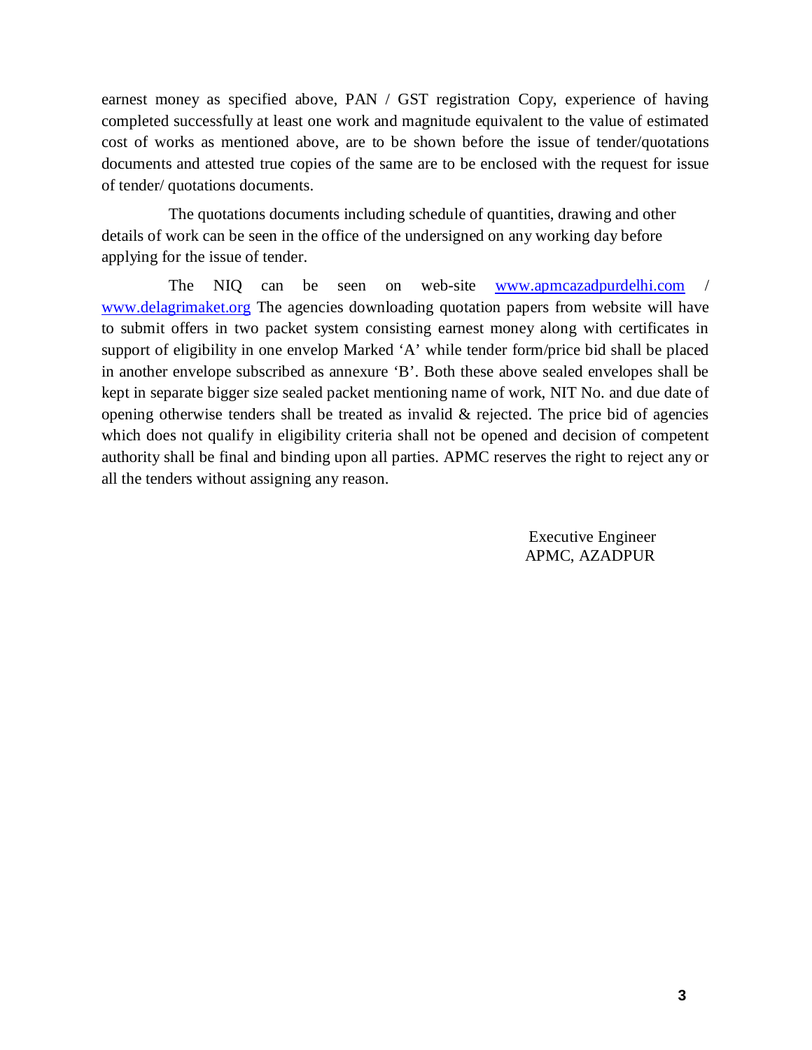earnest money as specified above, PAN / GST registration Copy, experience of having completed successfully at least one work and magnitude equivalent to the value of estimated cost of works as mentioned above, are to be shown before the issue of tender/quotations documents and attested true copies of the same are to be enclosed with the request for issue of tender/ quotations documents.

The quotations documents including schedule of quantities, drawing and other details of work can be seen in the office of the undersigned on any working day before applying for the issue of tender.

The NIQ can be seen on web-site www.apmcazadpurdelhi.com / www.delagrimaket.org The agencies downloading quotation papers from website will have to submit offers in two packet system consisting earnest money along with certificates in support of eligibility in one envelop Marked 'A' while tender form/price bid shall be placed in another envelope subscribed as annexure 'B'. Both these above sealed envelopes shall be kept in separate bigger size sealed packet mentioning name of work, NIT No. and due date of opening otherwise tenders shall be treated as invalid & rejected. The price bid of agencies which does not qualify in eligibility criteria shall not be opened and decision of competent authority shall be final and binding upon all parties. APMC reserves the right to reject any or all the tenders without assigning any reason.

Executive Engineer
APMC, AZADPUR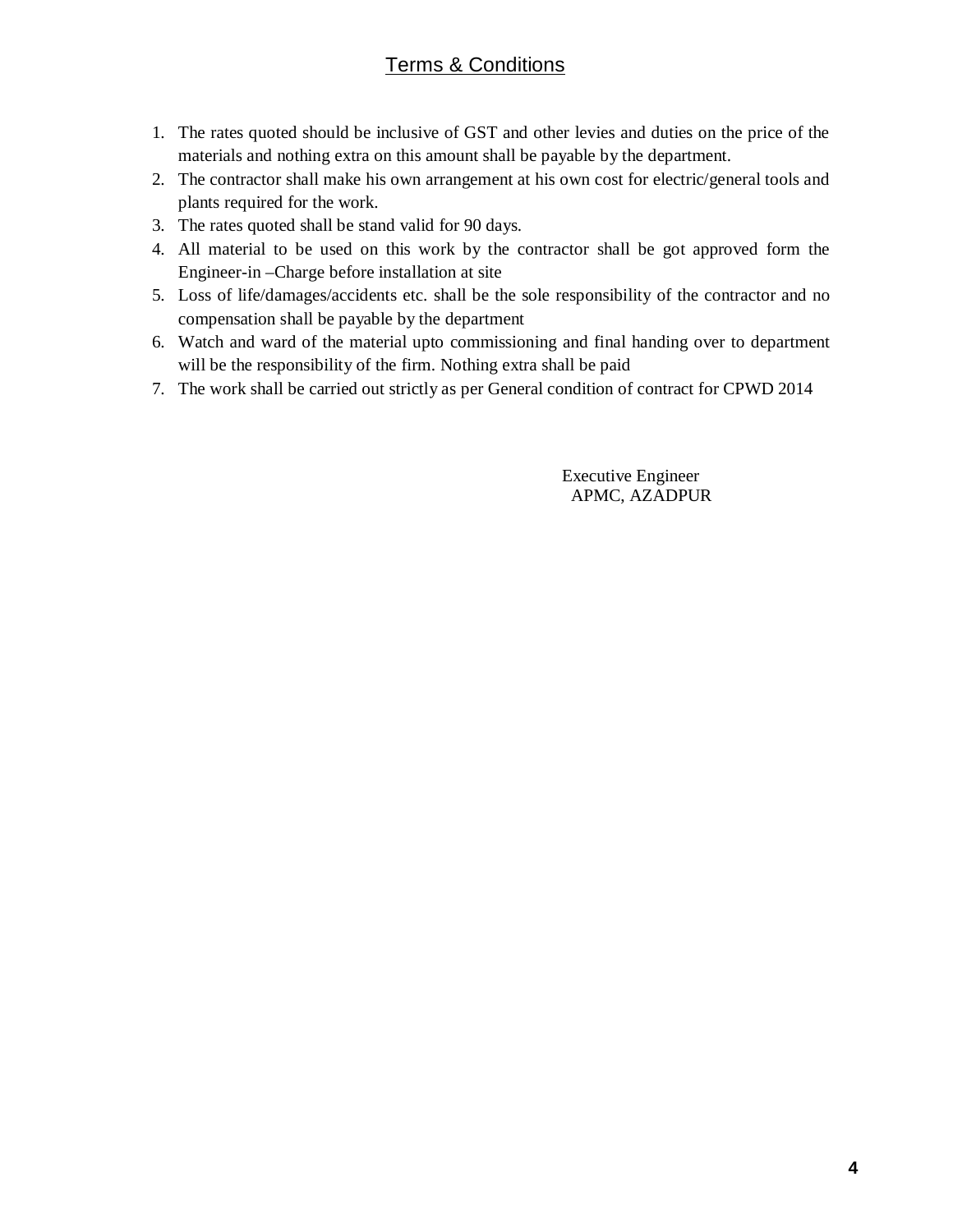# Terms & Conditions

1. The rates quoted should be inclusive of GST and other levies and duties on the price of the materials and nothing extra on this amount shall be payable by the department.
2. The contractor shall make his own arrangement at his own cost for electric/general tools and plants required for the work.
3. The rates quoted shall be stand valid for 90 days.
4. All material to be used on this work by the contractor shall be got approved form the Engineer-in –Charge before installation at site
5. Loss of life/damages/accidents etc. shall be the sole responsibility of the contractor and no compensation shall be payable by the department
6. Watch and ward of the material upto commissioning and final handing over to department will be the responsibility of the firm. Nothing extra shall be paid
7. The work shall be carried out strictly as per General condition of contract for CPWD 2014

Executive Engineer
APMC, AZADPUR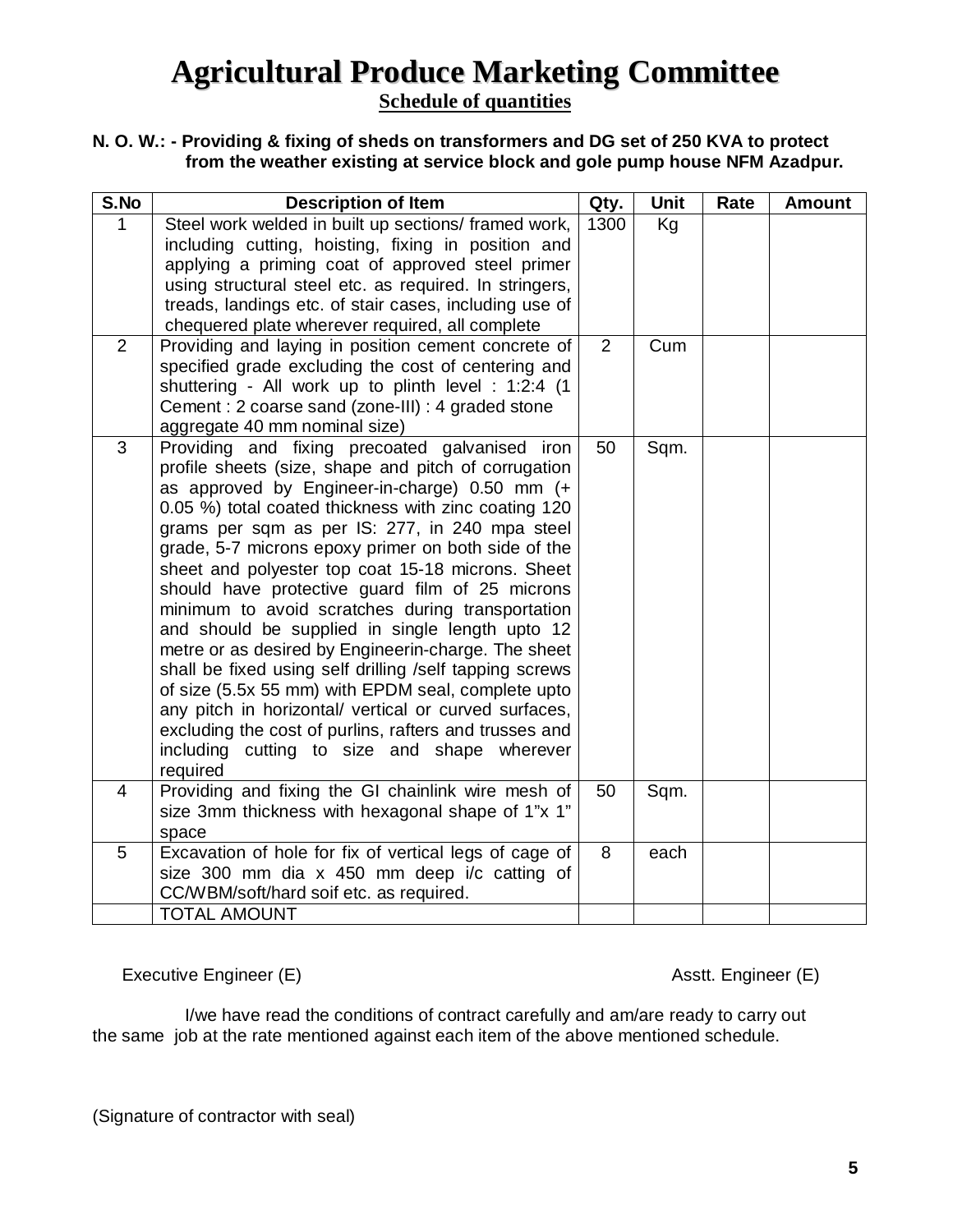# Agricultural Produce Marketing Committee

**Schedule of quantities**

**N. O. W.: - Providing & fixing of sheds on transformers and DG set of 250 KVA to protect from the weather existing at service block and gole pump house NFM Azadpur.**

| S.No | Description of Item | Qty. | Unit | Rate | Amount |
|---|---|---|---|---|---|
| 1 | Steel work welded in built up sections/ framed work, including cutting, hoisting, fixing in position and applying a priming coat of approved steel primer using structural steel etc. as required. In stringers, treads, landings etc. of stair cases, including use of chequered plate wherever required, all complete | 1300 | Kg | | |
| 2 | Providing and laying in position cement concrete of specified grade excluding the cost of centering and shuttering - All work up to plinth level : 1:2:4 (1 Cement : 2 coarse sand (zone-III) : 4 graded stone aggregate 40 mm nominal size) | 2 | Cum | | |
| 3 | Providing and fixing precoated galvanised iron profile sheets (size, shape and pitch of corrugation as approved by Engineer-in-charge) 0.50 mm (+ 0.05 %) total coated thickness with zinc coating 120 grams per sqm as per IS: 277, in 240 mpa steel grade, 5-7 microns epoxy primer on both side of the sheet and polyester top coat 15-18 microns. Sheet should have protective guard film of 25 microns minimum to avoid scratches during transportation and should be supplied in single length upto 12 metre or as desired by Engineerin-charge. The sheet shall be fixed using self drilling /self tapping screws of size (5.5x 55 mm) with EPDM seal, complete upto any pitch in horizontal/ vertical or curved surfaces, excluding the cost of purlins, rafters and trusses and including cutting to size and shape wherever required | 50 | Sqm. | | |
| 4 | Providing and fixing the GI chainlink wire mesh of size 3mm thickness with hexagonal shape of 1"x 1" space | 50 | Sqm. | | |
| 5 | Excavation of hole for fix of vertical legs of cage of size 300 mm dia x 450 mm deep i/c catting of CC/WBM/soft/hard soif etc. as required. | 8 | each | | |
| | TOTAL AMOUNT | | | | |

Executive Engineer (E)

Asstt. Engineer (E)

I/we have read the conditions of contract carefully and am/are ready to carry out the same job at the rate mentioned against each item of the above mentioned schedule.

(Signature of contractor with seal)